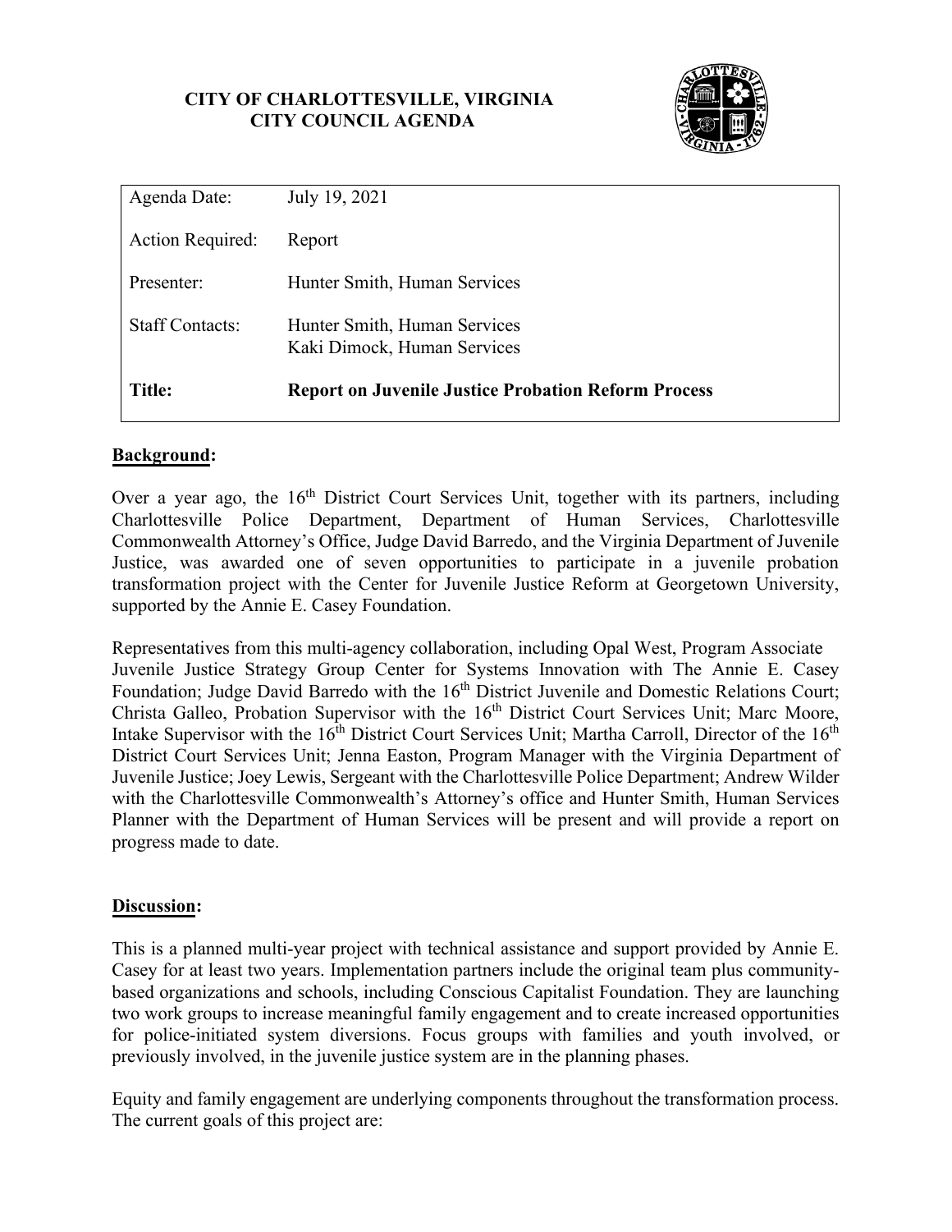**CITY OF CHARLOTTESVILLE, VIRGINIA**
**CITY COUNCIL AGENDA**

| | |
|---|---|
| Agenda Date: | July 19, 2021 |
| Action Required: | Report |
| Presenter: | Hunter Smith, Human Services |
| Staff Contacts: | Hunter Smith, Human Services<br>Kaki Dimock, Human Services |
| **Title:** | **Report on Juvenile Justice Probation Reform Process** |

## Background:

Over a year ago, the 16th District Court Services Unit, together with its partners, including Charlottesville Police Department, Department of Human Services, Charlottesville Commonwealth Attorney's Office, Judge David Barredo, and the Virginia Department of Juvenile Justice, was awarded one of seven opportunities to participate in a juvenile probation transformation project with the Center for Juvenile Justice Reform at Georgetown University, supported by the Annie E. Casey Foundation.

Representatives from this multi-agency collaboration, including Opal West, Program Associate Juvenile Justice Strategy Group Center for Systems Innovation with The Annie E. Casey Foundation; Judge David Barredo with the 16th District Juvenile and Domestic Relations Court; Christa Galleo, Probation Supervisor with the 16th District Court Services Unit; Marc Moore, Intake Supervisor with the 16th District Court Services Unit; Martha Carroll, Director of the 16th District Court Services Unit; Jenna Easton, Program Manager with the Virginia Department of Juvenile Justice; Joey Lewis, Sergeant with the Charlottesville Police Department; Andrew Wilder with the Charlottesville Commonwealth's Attorney's office and Hunter Smith, Human Services Planner with the Department of Human Services will be present and will provide a report on progress made to date.

## Discussion:

This is a planned multi-year project with technical assistance and support provided by Annie E. Casey for at least two years. Implementation partners include the original team plus community-based organizations and schools, including Conscious Capitalist Foundation. They are launching two work groups to increase meaningful family engagement and to create increased opportunities for police-initiated system diversions. Focus groups with families and youth involved, or previously involved, in the juvenile justice system are in the planning phases.

Equity and family engagement are underlying components throughout the transformation process. The current goals of this project are: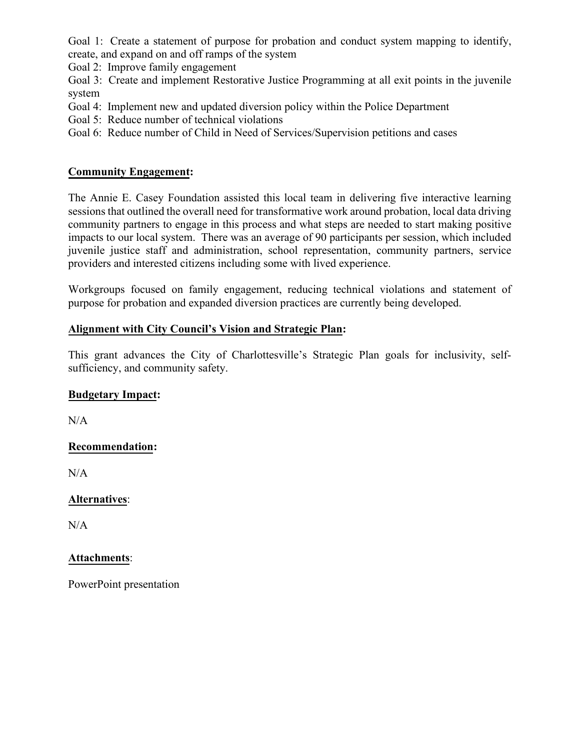Goal 1: Create a statement of purpose for probation and conduct system mapping to identify, create, and expand on and off ramps of the system

Goal 2: Improve family engagement

Goal 3: Create and implement Restorative Justice Programming at all exit points in the juvenile system

Goal 4: Implement new and updated diversion policy within the Police Department

Goal 5: Reduce number of technical violations

Goal 6: Reduce number of Child in Need of Services/Supervision petitions and cases

**Community Engagement:**

The Annie E. Casey Foundation assisted this local team in delivering five interactive learning sessions that outlined the overall need for transformative work around probation, local data driving community partners to engage in this process and what steps are needed to start making positive impacts to our local system. There was an average of 90 participants per session, which included juvenile justice staff and administration, school representation, community partners, service providers and interested citizens including some with lived experience.

Workgroups focused on family engagement, reducing technical violations and statement of purpose for probation and expanded diversion practices are currently being developed.

**Alignment with City Council's Vision and Strategic Plan:**

This grant advances the City of Charlottesville's Strategic Plan goals for inclusivity, self-sufficiency, and community safety.

**Budgetary Impact:**

N/A

**Recommendation:**

N/A

**Alternatives**:

N/A

**Attachments**:

PowerPoint presentation